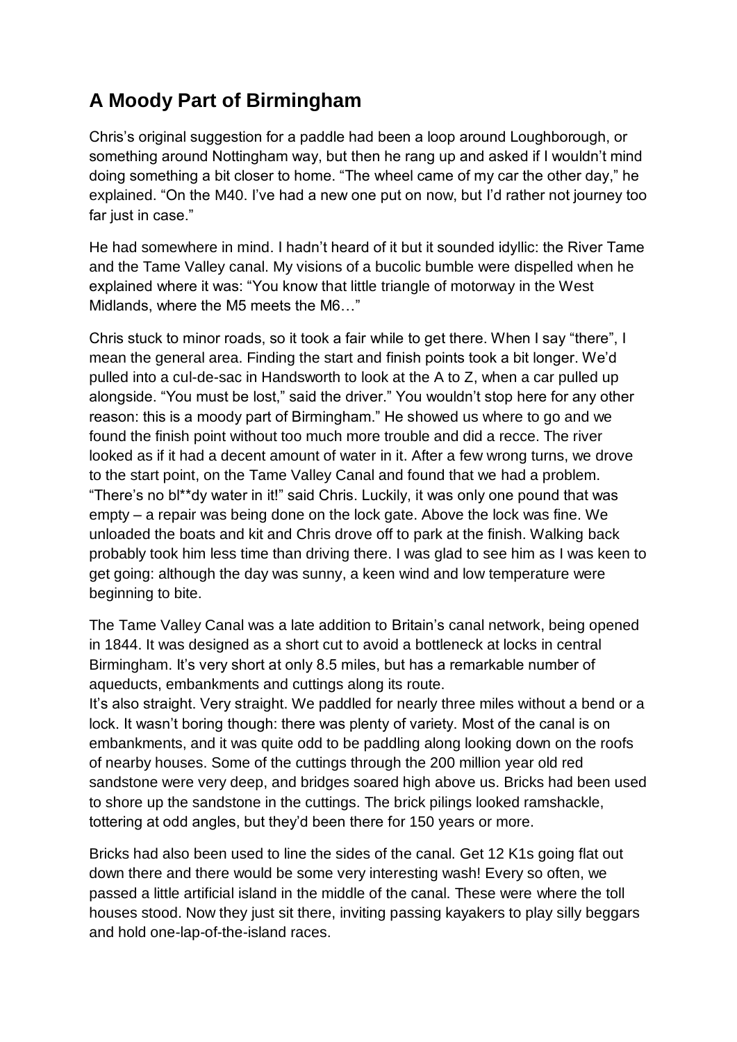## A Moody Part of Birmingham

Chris's original suggestion for a paddle had been a loop around Loughborough, or something around Nottingham way, but then he rang up and asked if I wouldn't mind doing something a bit closer to home. "The wheel came of my car the other day," he explained. "On the M40. I've had a new one put on now, but I'd rather not journey too far just in case."

He had somewhere in mind. I hadn't heard of it but it sounded idyllic: the River Tame and the Tame Valley canal. My visions of a bucolic bumble were dispelled when he explained where it was: "You know that little triangle of motorway in the West Midlands, where the M5 meets the M6…"

Chris stuck to minor roads, so it took a fair while to get there. When I say "there", I mean the general area. Finding the start and finish points took a bit longer. We'd pulled into a cul-de-sac in Handsworth to look at the A to Z, when a car pulled up alongside. "You must be lost," said the driver." You wouldn't stop here for any other reason: this is a moody part of Birmingham." He showed us where to go and we found the finish point without too much more trouble and did a recce. The river looked as if it had a decent amount of water in it. After a few wrong turns, we drove to the start point, on the Tame Valley Canal and found that we had a problem. "There's no bl**dy water in it!" said Chris. Luckily, it was only one pound that was empty – a repair was being done on the lock gate. Above the lock was fine. We unloaded the boats and kit and Chris drove off to park at the finish. Walking back probably took him less time than driving there. I was glad to see him as I was keen to get going: although the day was sunny, a keen wind and low temperature were beginning to bite.

The Tame Valley Canal was a late addition to Britain's canal network, being opened in 1844. It was designed as a short cut to avoid a bottleneck at locks in central Birmingham. It's very short at only 8.5 miles, but has a remarkable number of aqueducts, embankments and cuttings along its route.

It's also straight. Very straight. We paddled for nearly three miles without a bend or a lock. It wasn't boring though: there was plenty of variety. Most of the canal is on embankments, and it was quite odd to be paddling along looking down on the roofs of nearby houses. Some of the cuttings through the 200 million year old red sandstone were very deep, and bridges soared high above us. Bricks had been used to shore up the sandstone in the cuttings. The brick pilings looked ramshackle, tottering at odd angles, but they'd been there for 150 years or more.

Bricks had also been used to line the sides of the canal. Get 12 K1s going flat out down there and there would be some very interesting wash! Every so often, we passed a little artificial island in the middle of the canal. These were where the toll houses stood. Now they just sit there, inviting passing kayakers to play silly beggars and hold one-lap-of-the-island races.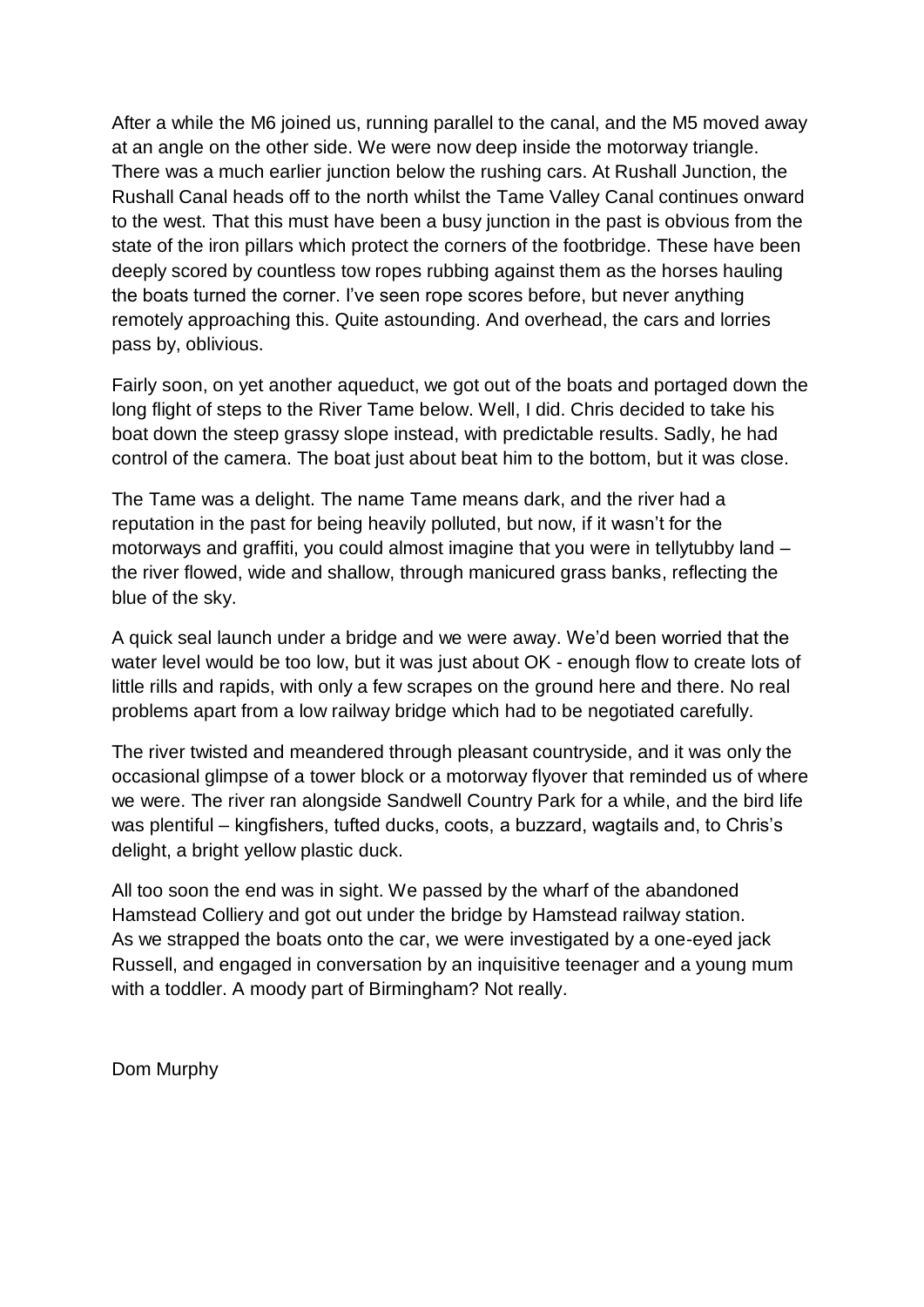After a while the M6 joined us, running parallel to the canal, and the M5 moved away at an angle on the other side. We were now deep inside the motorway triangle. There was a much earlier junction below the rushing cars. At Rushall Junction, the Rushall Canal heads off to the north whilst the Tame Valley Canal continues onward to the west. That this must have been a busy junction in the past is obvious from the state of the iron pillars which protect the corners of the footbridge. These have been deeply scored by countless tow ropes rubbing against them as the horses hauling the boats turned the corner. I've seen rope scores before, but never anything remotely approaching this. Quite astounding. And overhead, the cars and lorries pass by, oblivious.

Fairly soon, on yet another aqueduct, we got out of the boats and portaged down the long flight of steps to the River Tame below. Well, I did. Chris decided to take his boat down the steep grassy slope instead, with predictable results. Sadly, he had control of the camera. The boat just about beat him to the bottom, but it was close.

The Tame was a delight. The name Tame means dark, and the river had a reputation in the past for being heavily polluted, but now, if it wasn't for the motorways and graffiti, you could almost imagine that you were in tellytubby land – the river flowed, wide and shallow, through manicured grass banks, reflecting the blue of the sky.

A quick seal launch under a bridge and we were away. We'd been worried that the water level would be too low, but it was just about OK - enough flow to create lots of little rills and rapids, with only a few scrapes on the ground here and there. No real problems apart from a low railway bridge which had to be negotiated carefully.

The river twisted and meandered through pleasant countryside, and it was only the occasional glimpse of a tower block or a motorway flyover that reminded us of where we were. The river ran alongside Sandwell Country Park for a while, and the bird life was plentiful – kingfishers, tufted ducks, coots, a buzzard, wagtails and, to Chris's delight, a bright yellow plastic duck.

All too soon the end was in sight. We passed by the wharf of the abandoned Hamstead Colliery and got out under the bridge by Hamstead railway station. As we strapped the boats onto the car, we were investigated by a one-eyed jack Russell, and engaged in conversation by an inquisitive teenager and a young mum with a toddler. A moody part of Birmingham? Not really.

Dom Murphy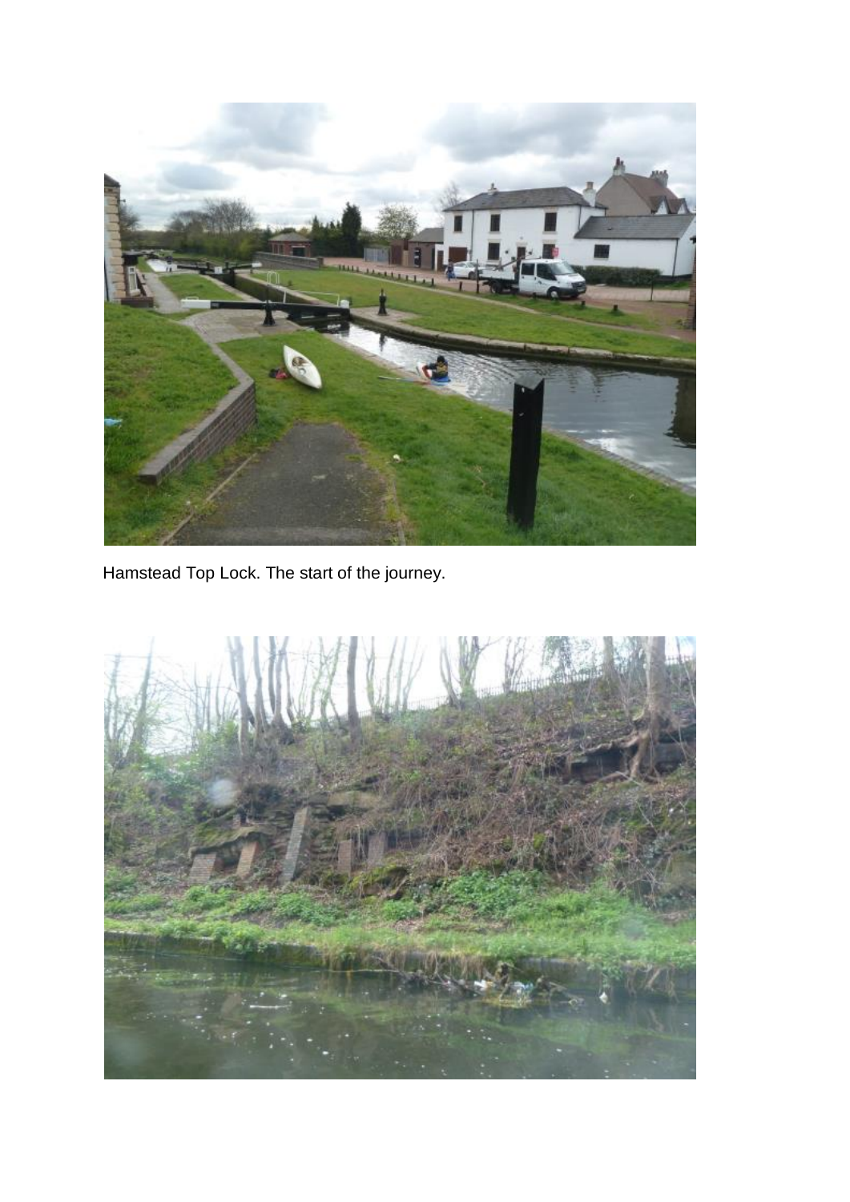Hamstead Top Lock. The start of the journey.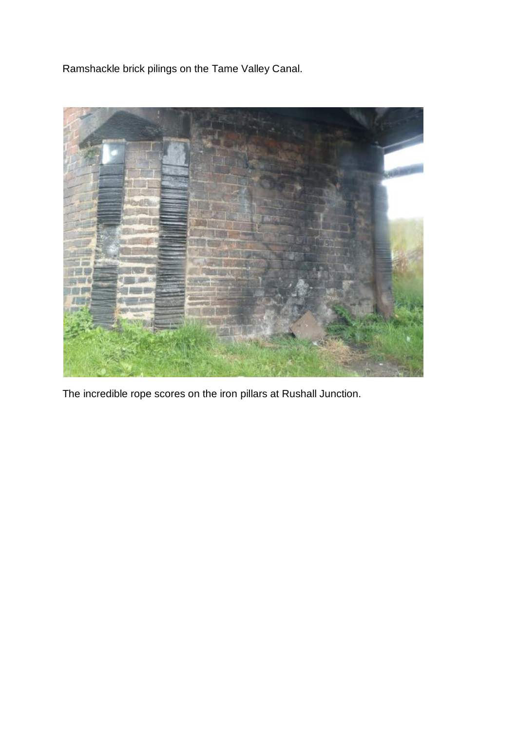Ramshackle brick pilings on the Tame Valley Canal.

The incredible rope scores on the iron pillars at Rushall Junction.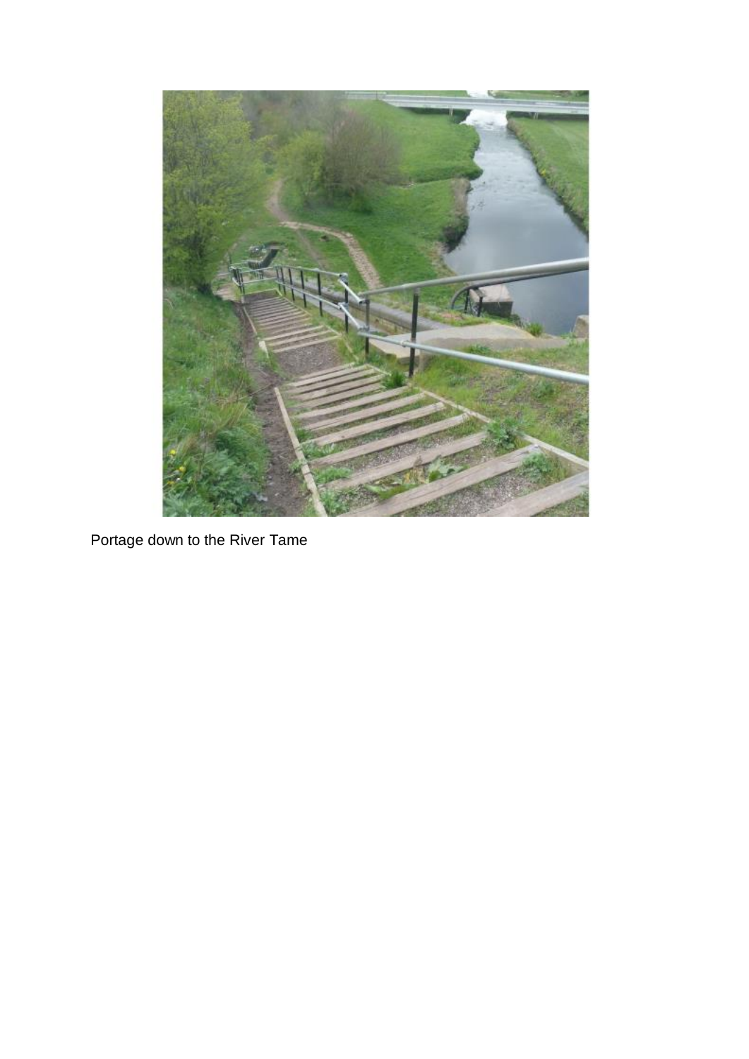Portage down to the River Tame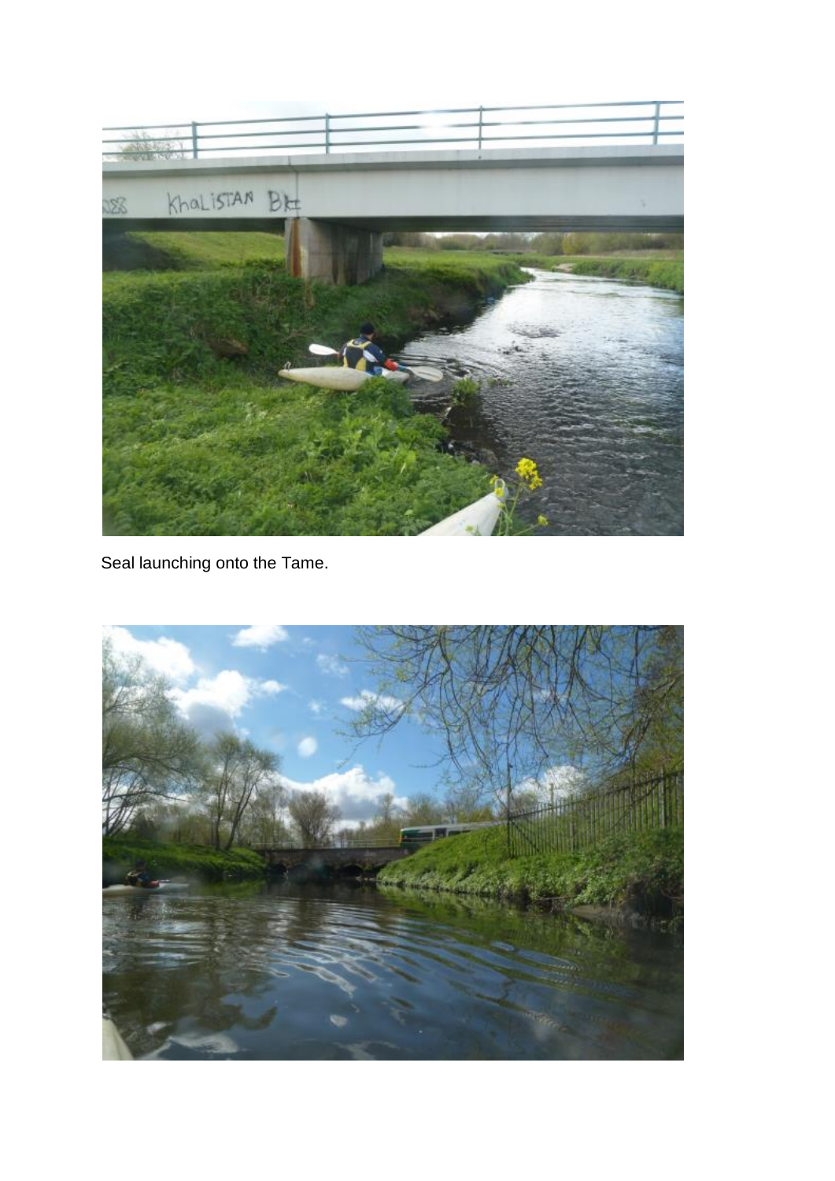Seal launching onto the Tame.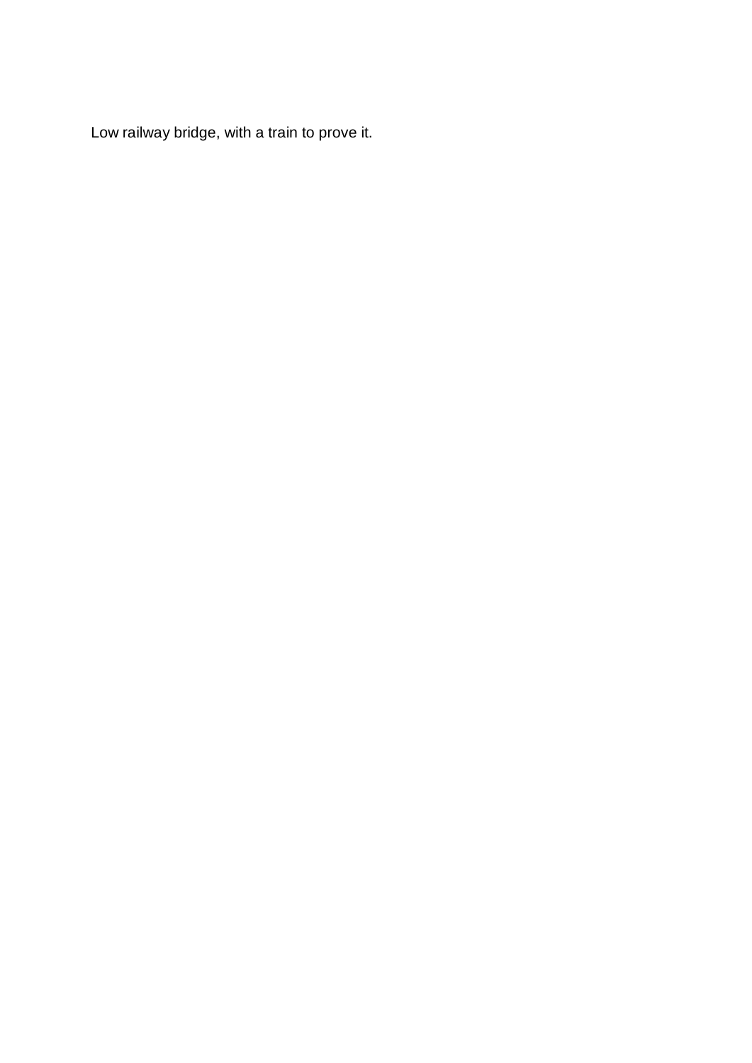Low railway bridge, with a train to prove it.